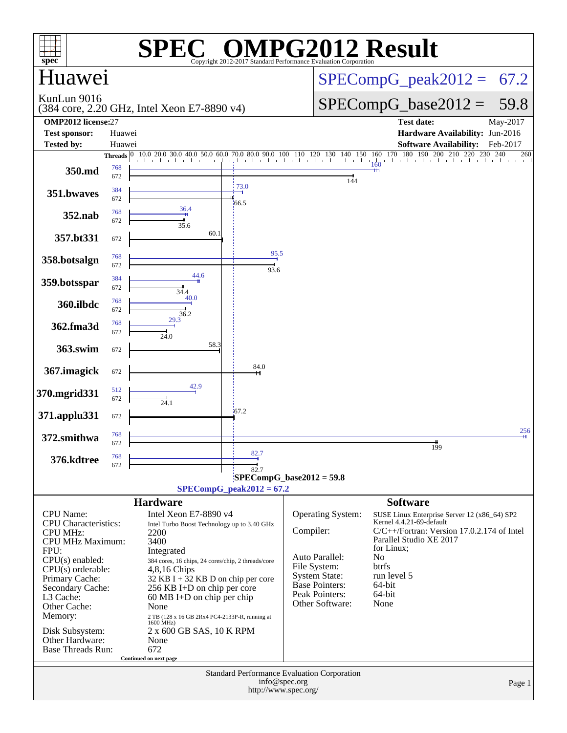# SPEC OMPG2012 Result

Copyright 2012-2017 Standard Performance Evaluation Corporation

## Huawei

KunLun 9016
(384 core, 2.20 GHz, Intel Xeon E7-8890 v4)

**SPECompG_peak2012 = 67.2**

**SPECompG_base2012 = 59.8**

| | | | |
|---|---|---|---|
| **OMP2012 license:** | 27 | **Test date:** | May-2017 |
| **Test sponsor:** | Huawei | **Hardware Availability:** | Jun-2016 |
| **Tested by:** | Huawei | **Software Availability:** | Feb-2017 |

| Benchmark | Peak Threads | Base Threads | Peak | Base |
|---|---|---|---|---|
| 350.md | 768 | 672 | 160 | 144 |
| 351.bwaves | 384 | 672 | 73.0 | 66.5 |
| 352.nab | 768 | 672 | 36.4 | 35.6 |
| 357.bt331 | | 672 | | 60.1 |
| 358.botsalgn | 768 | 672 | 95.5 | 93.6 |
| 359.botsspar | 384 | 672 | 44.6 | 34.4 |
| 360.ilbdc | 768 | 672 | 40.0 | 36.2 |
| 362.fma3d | 768 | 672 | 29.3 | 24.0 |
| 363.swim | | 672 | | 58.3 |
| 367.imagick | | 672 | | 84.0 |
| 370.mgrid331 | 512 | 672 | 42.9 | 24.1 |
| 371.applu331 | | 672 | | 67.2 |
| 372.smithwa | 768 | 672 | 256 | 199 |
| 376.kdtree | 768 | 672 | 82.7 | 82.7 |

SPECompG_base2012 = 59.8

SPECompG_peak2012 = 67.2

### Hardware

| | |
|---|---|
| CPU Name: | Intel Xeon E7-8890 v4 |
| CPU Characteristics: | Intel Turbo Boost Technology up to 3.40 GHz |
| CPU MHz: | 2200 |
| CPU MHz Maximum: | 3400 |
| FPU: | Integrated |
| CPU(s) enabled: | 384 cores, 16 chips, 24 cores/chip, 2 threads/core |
| CPU(s) orderable: | 4,8,16 Chips |
| Primary Cache: | 32 KB I + 32 KB D on chip per core |
| Secondary Cache: | 256 KB I+D on chip per core |
| L3 Cache: | 60 MB I+D on chip per chip |
| Other Cache: | None |
| Memory: | 2 TB (128 x 16 GB 2Rx4 PC4-2133P-R, running at 1600 MHz) |
| Disk Subsystem: | 2 x 600 GB SAS, 10 K RPM |
| Other Hardware: | None |
| Base Threads Run: | 672 |

Continued on next page

### Software

| | |
|---|---|
| Operating System: | SUSE Linux Enterprise Server 12 (x86_64) SP2 Kernel 4.4.21-69-default |
| Compiler: | C/C++/Fortran: Version 17.0.2.174 of Intel Parallel Studio XE 2017 for Linux; |
| Auto Parallel: | No |
| File System: | btrfs |
| System State: | run level 5 |
| Base Pointers: | 64-bit |
| Peak Pointers: | 64-bit |
| Other Software: | None |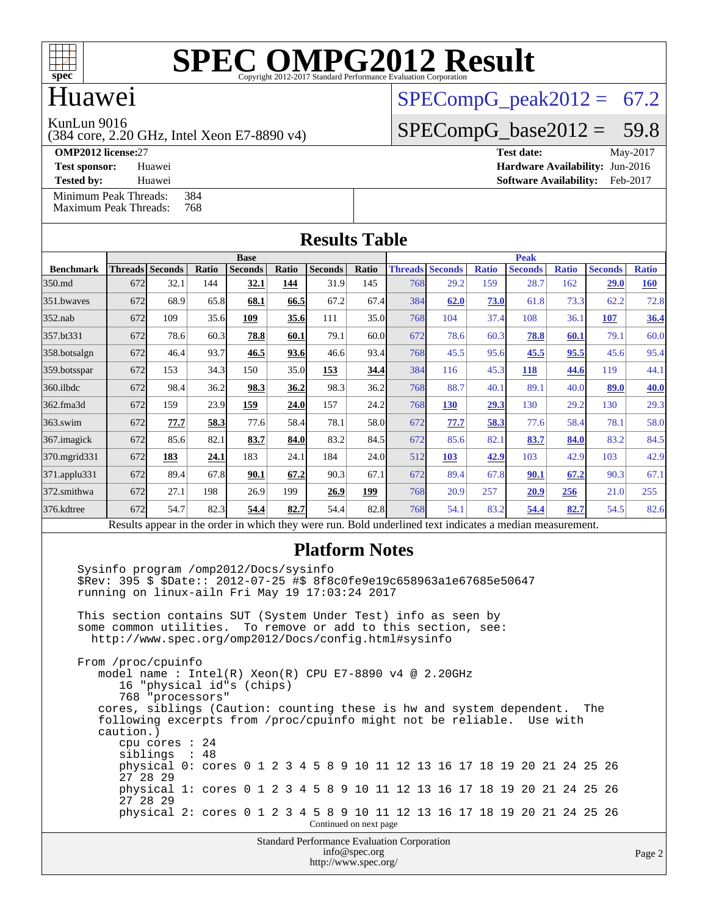# SPEC OMPG2012 Result

Copyright 2012-2017 Standard Performance Evaluation Corporation

## Huawei

KunLun 9016
(384 core, 2.20 GHz, Intel Xeon E7-8890 v4)

SPECompG_peak2012 = 67.2

SPECompG_base2012 = 59.8

**OMP2012 license:** 27
**Test sponsor:** Huawei
**Tested by:** Huawei

**Test date:** May-2017
**Hardware Availability:** Jun-2016
**Software Availability:** Feb-2017

Minimum Peak Threads: 384
Maximum Peak Threads: 768

## Results Table

| Benchmark | Base | | | | | | | Peak | | | | | | |
|---|---|---|---|---|---|---|---|---|---|---|---|---|---|---|
| | Threads | Seconds | Ratio | Seconds | Ratio | Seconds | Ratio | Threads | Seconds | Ratio | Seconds | Ratio | Seconds | Ratio |
| 350.md | 672 | 32.1 | 144 | **32.1** | **144** | 31.9 | 145 | 768 | 29.2 | 159 | 28.7 | 162 | **29.0** | **160** |
| 351.bwaves | 672 | 68.9 | 65.8 | **68.1** | **66.5** | 67.2 | 67.4 | 384 | **62.0** | **73.0** | 61.8 | 73.3 | 62.2 | 72.8 |
| 352.nab | 672 | 109 | 35.6 | **109** | **35.6** | 111 | 35.0 | 768 | 104 | 37.4 | 108 | 36.1 | **107** | **36.4** |
| 357.bt331 | 672 | 78.6 | 60.3 | **78.8** | **60.1** | 79.1 | 60.0 | 672 | 78.6 | 60.3 | **78.8** | **60.1** | 79.1 | 60.0 |
| 358.botsalgn | 672 | 46.4 | 93.7 | **46.5** | **93.6** | 46.6 | 93.4 | 768 | 45.5 | 95.6 | **45.5** | **95.5** | 45.6 | 95.4 |
| 359.botsspar | 672 | 153 | 34.3 | 150 | 35.0 | **153** | **34.4** | 384 | 116 | 45.3 | **118** | **44.6** | 119 | 44.1 |
| 360.ilbdc | 672 | 98.4 | 36.2 | **98.3** | **36.2** | 98.3 | 36.2 | 768 | 88.7 | 40.1 | 89.1 | 40.0 | **89.0** | **40.0** |
| 362.fma3d | 672 | 159 | 23.9 | **159** | **24.0** | 157 | 24.2 | 768 | **130** | **29.3** | 130 | 29.2 | 130 | 29.3 |
| 363.swim | 672 | **77.7** | **58.3** | 77.6 | 58.4 | 78.1 | 58.0 | 672 | **77.7** | **58.3** | 77.6 | 58.4 | 78.1 | 58.0 |
| 367.imagick | 672 | 85.6 | 82.1 | **83.7** | **84.0** | 83.2 | 84.5 | 672 | 85.6 | 82.1 | **83.7** | **84.0** | 83.2 | 84.5 |
| 370.mgrid331 | 672 | **183** | **24.1** | 183 | 24.1 | 184 | 24.0 | 512 | **103** | **42.9** | 103 | 42.9 | 103 | 42.9 |
| 371.applu331 | 672 | 89.4 | 67.8 | **90.1** | **67.2** | 90.3 | 67.1 | 672 | 89.4 | 67.8 | **90.1** | **67.2** | 90.3 | 67.1 |
| 372.smithwa | 672 | 27.1 | 198 | 26.9 | 199 | **26.9** | **199** | 768 | 20.9 | 257 | **20.9** | **256** | 21.0 | 255 |
| 376.kdtree | 672 | 54.7 | 82.3 | **54.4** | **82.7** | 54.4 | 82.8 | 768 | 54.1 | 83.2 | **54.4** | **82.7** | 54.5 | 82.6 |

Results appear in the order in which they were run. Bold underlined text indicates a median measurement.

## Platform Notes

```
Sysinfo program /omp2012/Docs/sysinfo
$Rev: 395 $ $Date:: 2012-07-25 #$ 8f8c0fe9e19c658963a1e67685e50647
running on linux-ailn Fri May 19 17:03:24 2017

This section contains SUT (System Under Test) info as seen by
some common utilities.  To remove or add to this section, see:
  http://www.spec.org/omp2012/Docs/config.html#sysinfo

From /proc/cpuinfo
   model name : Intel(R) Xeon(R) CPU E7-8890 v4 @ 2.20GHz
      16 "physical id"s (chips)
      768 "processors"
   cores, siblings (Caution: counting these is hw and system dependent.  The
   following excerpts from /proc/cpuinfo might not be reliable.  Use with
   caution.)
      cpu cores : 24
      siblings  : 48
      physical 0: cores 0 1 2 3 4 5 8 9 10 11 12 13 16 17 18 19 20 21 24 25 26
      27 28 29
      physical 1: cores 0 1 2 3 4 5 8 9 10 11 12 13 16 17 18 19 20 21 24 25 26
      27 28 29
      physical 2: cores 0 1 2 3 4 5 8 9 10 11 12 13 16 17 18 19 20 21 24 25 26
```

Continued on next page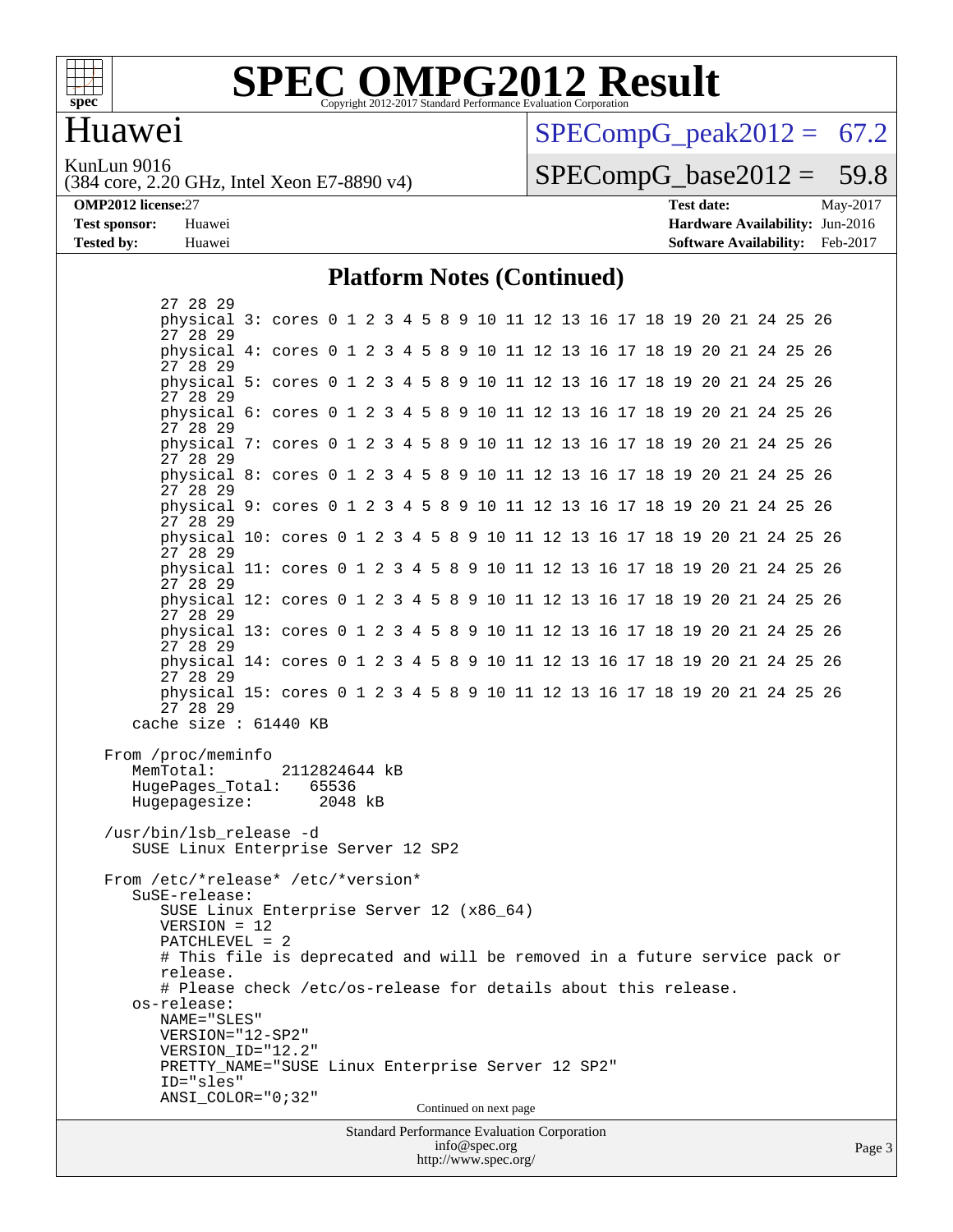# SPEC OMPG2012 Result

Copyright 2012-2017 Standard Performance Evaluation Corporation

## Huawei

KunLun 9016
(384 core, 2.20 GHz, Intel Xeon E7-8890 v4)

SPECompG_peak2012 = 67.2

SPECompG_base2012 = 59.8

| | | | |
|---|---|---|---|
| **OMP2012 license:** | 27 | **Test date:** | May-2017 |
| **Test sponsor:** | Huawei | **Hardware Availability:** | Jun-2016 |
| **Tested by:** | Huawei | **Software Availability:** | Feb-2017 |

### Platform Notes (Continued)

```
        27 28 29
        physical 3: cores 0 1 2 3 4 5 8 9 10 11 12 13 16 17 18 19 20 21 24 25 26
        27 28 29
        physical 4: cores 0 1 2 3 4 5 8 9 10 11 12 13 16 17 18 19 20 21 24 25 26
        27 28 29
        physical 5: cores 0 1 2 3 4 5 8 9 10 11 12 13 16 17 18 19 20 21 24 25 26
        27 28 29
        physical 6: cores 0 1 2 3 4 5 8 9 10 11 12 13 16 17 18 19 20 21 24 25 26
        27 28 29
        physical 7: cores 0 1 2 3 4 5 8 9 10 11 12 13 16 17 18 19 20 21 24 25 26
        27 28 29
        physical 8: cores 0 1 2 3 4 5 8 9 10 11 12 13 16 17 18 19 20 21 24 25 26
        27 28 29
        physical 9: cores 0 1 2 3 4 5 8 9 10 11 12 13 16 17 18 19 20 21 24 25 26
        27 28 29
        physical 10: cores 0 1 2 3 4 5 8 9 10 11 12 13 16 17 18 19 20 21 24 25 26
        27 28 29
        physical 11: cores 0 1 2 3 4 5 8 9 10 11 12 13 16 17 18 19 20 21 24 25 26
        27 28 29
        physical 12: cores 0 1 2 3 4 5 8 9 10 11 12 13 16 17 18 19 20 21 24 25 26
        27 28 29
        physical 13: cores 0 1 2 3 4 5 8 9 10 11 12 13 16 17 18 19 20 21 24 25 26
        27 28 29
        physical 14: cores 0 1 2 3 4 5 8 9 10 11 12 13 16 17 18 19 20 21 24 25 26
        27 28 29
        physical 15: cores 0 1 2 3 4 5 8 9 10 11 12 13 16 17 18 19 20 21 24 25 26
        27 28 29
     cache size : 61440 KB

  From /proc/meminfo
     MemTotal:       2112824644 kB
     HugePages_Total:    65536
     Hugepagesize:        2048 kB

  /usr/bin/lsb_release -d
     SUSE Linux Enterprise Server 12 SP2

  From /etc/*release* /etc/*version*
     SuSE-release:
        SUSE Linux Enterprise Server 12 (x86_64)
        VERSION = 12
        PATCHLEVEL = 2
        # This file is deprecated and will be removed in a future service pack or
        release.
        # Please check /etc/os-release for details about this release.
     os-release:
        NAME="SLES"
        VERSION="12-SP2"
        VERSION_ID="12.2"
        PRETTY_NAME="SUSE Linux Enterprise Server 12 SP2"
        ID="sles"
        ANSI_COLOR="0;32"
```

Continued on next page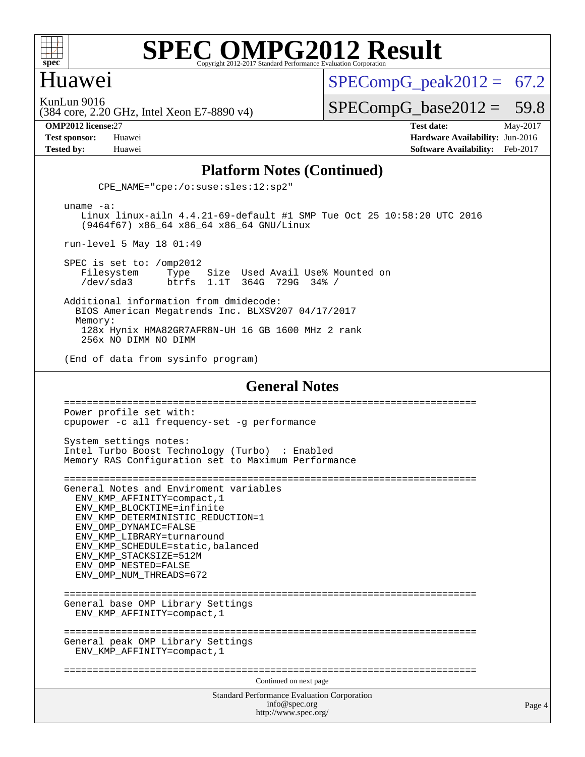# SPEC OMPG2012 Result

Copyright 2012-2017 Standard Performance Evaluation Corporation

## Huawei

KunLun 9016
(384 core, 2.20 GHz, Intel Xeon E7-8890 v4)

SPECompG_peak2012 = 67.2

SPECompG_base2012 = 59.8

**OMP2012 license:** 27
**Test sponsor:** Huawei
**Tested by:** Huawei

**Test date:** May-2017
**Hardware Availability:** Jun-2016
**Software Availability:** Feb-2017

### Platform Notes (Continued)

```
        CPE_NAME="cpe:/o:suse:sles:12:sp2"

    uname -a:
       Linux linux-ailn 4.4.21-69-default #1 SMP Tue Oct 25 10:58:20 UTC 2016
       (9464f67) x86_64 x86_64 x86_64 GNU/Linux

    run-level 5 May 18 01:49

    SPEC is set to: /omp2012
       Filesystem     Type   Size  Used Avail Use% Mounted on
       /dev/sda3      btrfs  1.1T  364G  729G  34% /

    Additional information from dmidecode:
      BIOS American Megatrends Inc. BLXSV207 04/17/2017
      Memory:
       128x Hynix HMA82GR7AFR8N-UH 16 GB 1600 MHz 2 rank
       256x NO DIMM NO DIMM

    (End of data from sysinfo program)
```

### General Notes

```
========================================================================
Power profile set with:
cpupower -c all frequency-set -g performance

System settings notes:
Intel Turbo Boost Technology (Turbo)  : Enabled
Memory RAS Configuration set to Maximum Performance

========================================================================
General Notes and Environment variables
  ENV_KMP_AFFINITY=compact,1
  ENV_KMP_BLOCKTIME=infinite
  ENV_KMP_DETERMINISTIC_REDUCTION=1
  ENV_OMP_DYNAMIC=FALSE
  ENV_KMP_LIBRARY=turnaround
  ENV_KMP_SCHEDULE=static,balanced
  ENV_KMP_STACKSIZE=512M
  ENV_OMP_NESTED=FALSE
  ENV_OMP_NUM_THREADS=672

========================================================================
General base OMP Library Settings
  ENV_KMP_AFFINITY=compact,1

========================================================================
General peak OMP Library Settings
  ENV_KMP_AFFINITY=compact,1

========================================================================
```

Continued on next page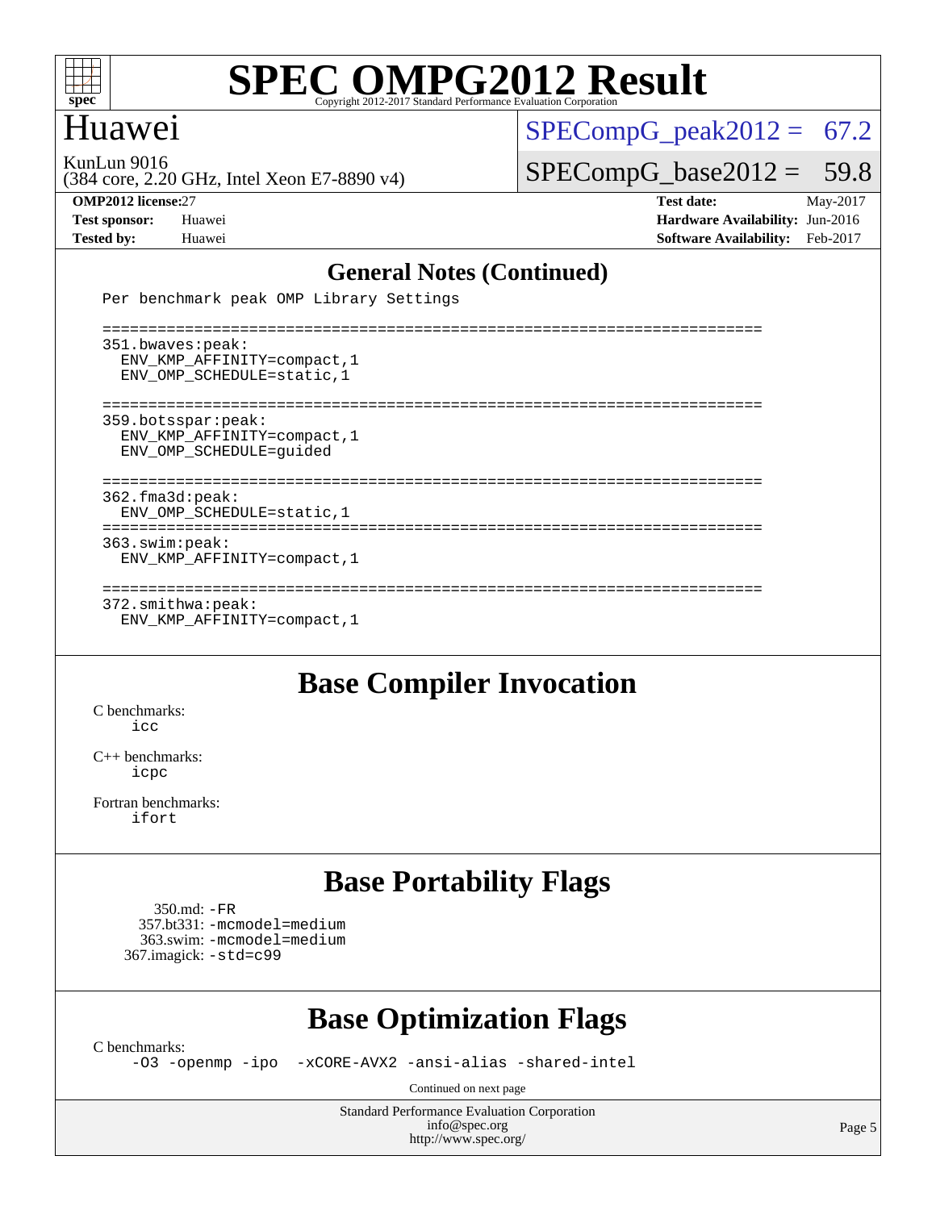# SPEC OMPG2012 Result

## Huawei

KunLun 9016
(384 core, 2.20 GHz, Intel Xeon E7-8890 v4)

SPECompG_peak2012 = 67.2

SPECompG_base2012 = 59.8

**OMP2012 license:** 27
**Test sponsor:** Huawei
**Tested by:** Huawei

**Test date:** May-2017
**Hardware Availability:** Jun-2016
**Software Availability:** Feb-2017

## General Notes (Continued)

```
Per benchmark peak OMP Library Settings

========================================================================
351.bwaves:peak:
  ENV_KMP_AFFINITY=compact,1
  ENV_OMP_SCHEDULE=static,1

========================================================================
359.botsspar:peak:
  ENV_KMP_AFFINITY=compact,1
  ENV_OMP_SCHEDULE=guided

========================================================================
362.fma3d:peak:
  ENV_OMP_SCHEDULE=static,1
========================================================================
363.swim:peak:
  ENV_KMP_AFFINITY=compact,1

========================================================================
372.smithwa:peak:
  ENV_KMP_AFFINITY=compact,1
```

## Base Compiler Invocation

C benchmarks:
  icc

C++ benchmarks:
  icpc

Fortran benchmarks:
  ifort

## Base Portability Flags

350.md: -FR
357.bt331: -mcmodel=medium
363.swim: -mcmodel=medium
367.imagick: -std=c99

## Base Optimization Flags

C benchmarks:
  -O3 -openmp -ipo -xCORE-AVX2 -ansi-alias -shared-intel

Continued on next page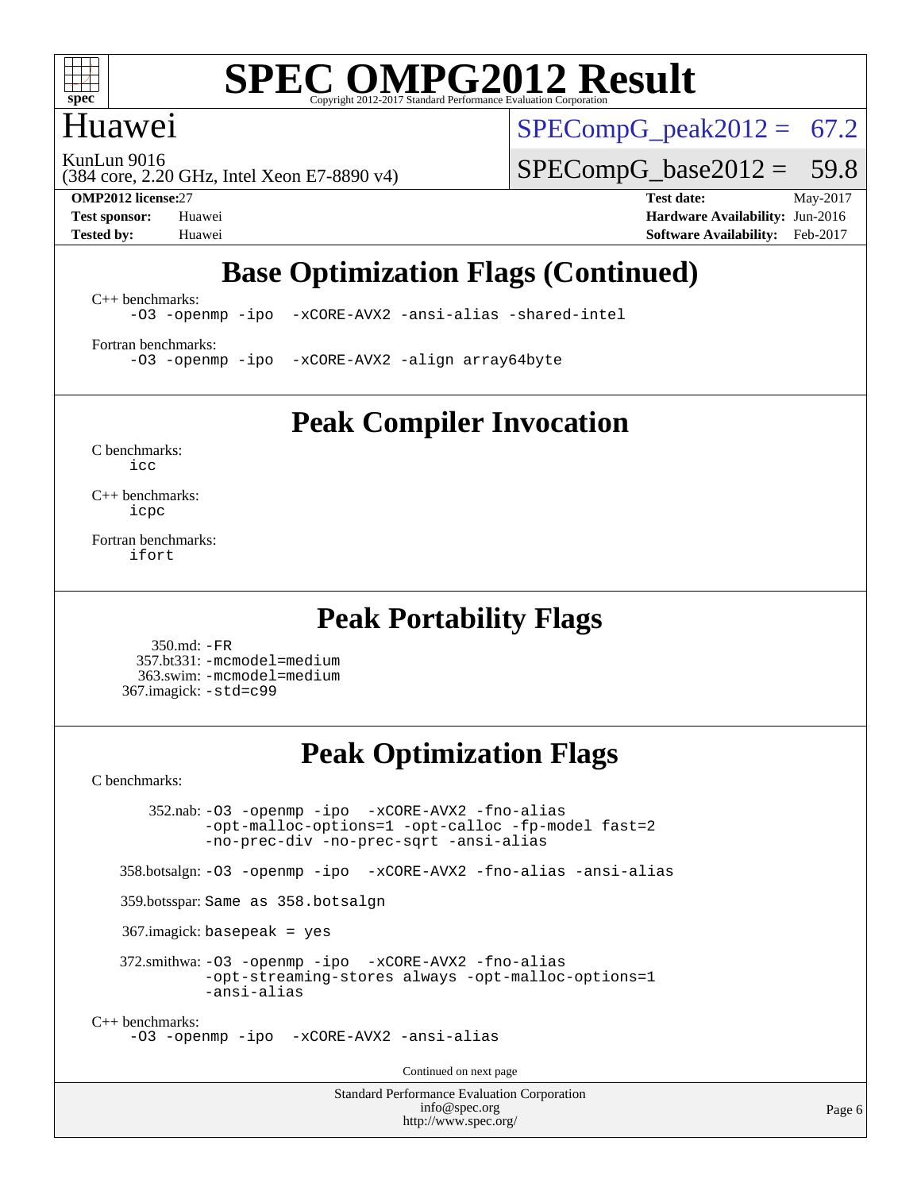# Huawei

KunLun 9016
(384 core, 2.20 GHz, Intel Xeon E7-8890 v4)

SPECompG_peak2012 = 67.2

SPECompG_base2012 = 59.8

**OMP2012 license:** 27
**Test sponsor:** Huawei
**Tested by:** Huawei

**Test date:** May-2017
**Hardware Availability:** Jun-2016
**Software Availability:** Feb-2017

## Base Optimization Flags (Continued)

C++ benchmarks:
```
-O3 -openmp -ipo  -xCORE-AVX2 -ansi-alias -shared-intel
```

Fortran benchmarks:
```
-O3 -openmp -ipo  -xCORE-AVX2 -align array64byte
```

## Peak Compiler Invocation

C benchmarks:
```
icc
```

C++ benchmarks:
```
icpc
```

Fortran benchmarks:
```
ifort
```

## Peak Portability Flags

350.md: `-FR`
357.bt331: `-mcmodel=medium`
363.swim: `-mcmodel=medium`
367.imagick: `-std=c99`

## Peak Optimization Flags

C benchmarks:

352.nab:
```
-O3 -openmp -ipo  -xCORE-AVX2 -fno-alias
-opt-malloc-options=1 -opt-calloc -fp-model fast=2
-no-prec-div -no-prec-sqrt -ansi-alias
```

358.botsalgn:
```
-O3 -openmp -ipo  -xCORE-AVX2 -fno-alias -ansi-alias
```

359.botsspar: Same as 358.botsalgn

367.imagick: basepeak = yes

372.smithwa:
```
-O3 -openmp -ipo  -xCORE-AVX2 -fno-alias
-opt-streaming-stores always -opt-malloc-options=1
-ansi-alias
```

C++ benchmarks:
```
-O3 -openmp -ipo  -xCORE-AVX2 -ansi-alias
```

Continued on next page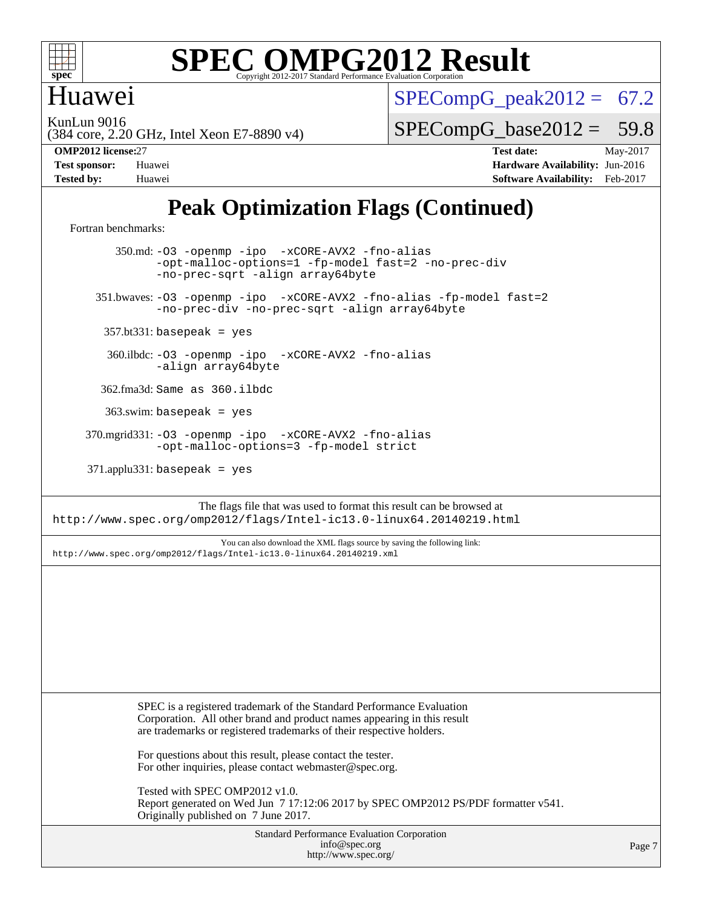# Peak Optimization Flags (Continued)

Fortran benchmarks:

350.md: `-O3 -openmp -ipo -xCORE-AVX2 -fno-alias -opt-malloc-options=1 -fp-model fast=2 -no-prec-div -no-prec-sqrt -align array64byte`

351.bwaves: `-O3 -openmp -ipo -xCORE-AVX2 -fno-alias -fp-model fast=2 -no-prec-div -no-prec-sqrt -align array64byte`

357.bt331: `basepeak = yes`

360.ilbdc: `-O3 -openmp -ipo -xCORE-AVX2 -fno-alias -align array64byte`

362.fma3d: `Same as 360.ilbdc`

363.swim: `basepeak = yes`

370.mgrid331: `-O3 -openmp -ipo -xCORE-AVX2 -fno-alias -opt-malloc-options=3 -fp-model strict`

371.applu331: `basepeak = yes`

The flags file that was used to format this result can be browsed at
http://www.spec.org/omp2012/flags/Intel-ic13.0-linux64.20140219.html

You can also download the XML flags source by saving the following link:
http://www.spec.org/omp2012/flags/Intel-ic13.0-linux64.20140219.xml

SPEC is a registered trademark of the Standard Performance Evaluation Corporation. All other brand and product names appearing in this result are trademarks or registered trademarks of their respective holders.

For questions about this result, please contact the tester.
For other inquiries, please contact webmaster@spec.org.

Tested with SPEC OMP2012 v1.0.
Report generated on Wed Jun 7 17:12:06 2017 by SPEC OMP2012 PS/PDF formatter v541.
Originally published on 7 June 2017.